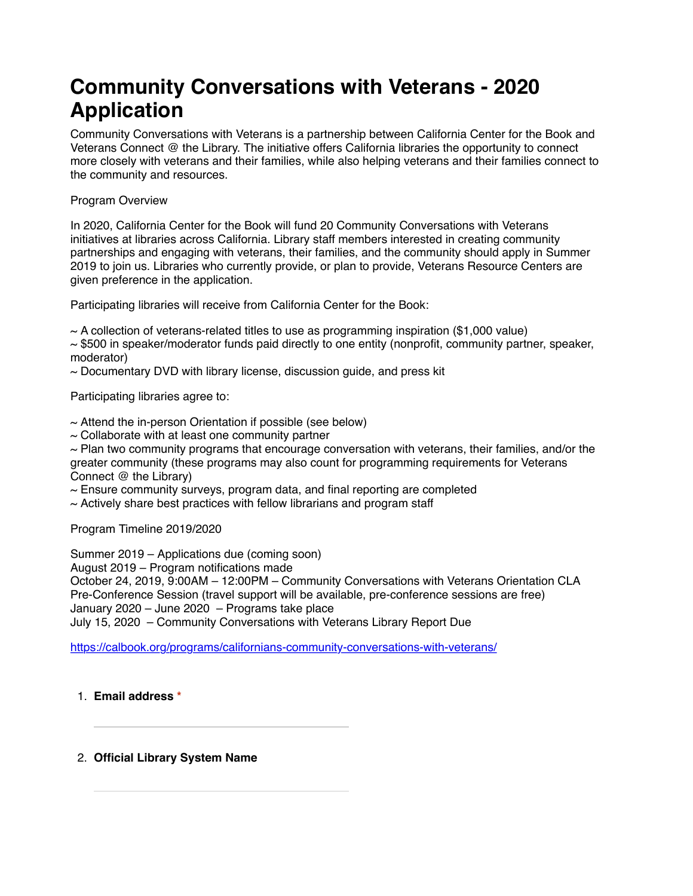# Community Conversations with Veterans - 2020 Application

Community Conversations with Veterans is a partnership between California Center for the Book and Veterans Connect @ the Library. The initiative offers California libraries the opportunity to connect more closely with veterans and their families, while also helping veterans and their families connect to the community and resources.

Program Overview

In 2020, California Center for the Book will fund 20 Community Conversations with Veterans initiatives at libraries across California. Library staff members interested in creating community partnerships and engaging with veterans, their families, and the community should apply in Summer 2019 to join us. Libraries who currently provide, or plan to provide, Veterans Resource Centers are given preference in the application.

Participating libraries will receive from California Center for the Book:

~ A collection of veterans-related titles to use as programming inspiration ($1,000 value)
~ $500 in speaker/moderator funds paid directly to one entity (nonprofit, community partner, speaker, moderator)
~ Documentary DVD with library license, discussion guide, and press kit

Participating libraries agree to:

~ Attend the in-person Orientation if possible (see below)
~ Collaborate with at least one community partner
~ Plan two community programs that encourage conversation with veterans, their families, and/or the greater community (these programs may also count for programming requirements for Veterans Connect @ the Library)
~ Ensure community surveys, program data, and final reporting are completed
~ Actively share best practices with fellow librarians and program staff

Program Timeline 2019/2020

Summer 2019 – Applications due (coming soon)
August 2019 – Program notifications made
October 24, 2019, 9:00AM – 12:00PM – Community Conversations with Veterans Orientation CLA Pre-Conference Session (travel support will be available, pre-conference sessions are free)
January 2020 – June 2020 – Programs take place
July 15, 2020 – Community Conversations with Veterans Library Report Due

https://calbook.org/programs/californians-community-conversations-with-veterans/

1. **Email address** *

2. **Official Library System Name**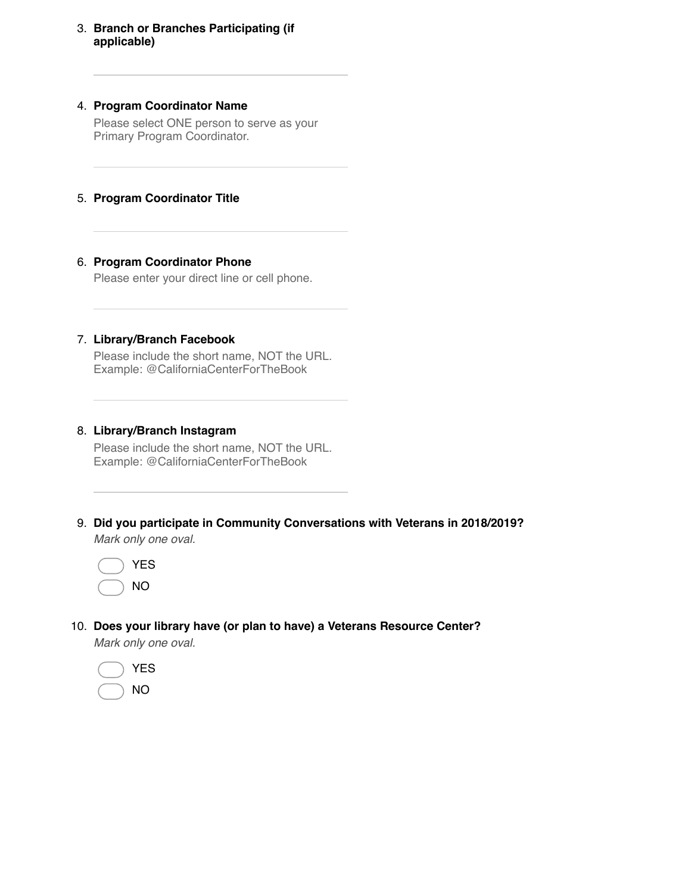3. **Branch or Branches Participating (if applicable)**

   \_\_\_\_\_\_\_\_\_\_\_\_\_\_\_\_\_\_\_\_\_\_\_\_\_\_\_\_\_\_

4. **Program Coordinator Name**

   Please select ONE person to serve as your Primary Program Coordinator.

   \_\_\_\_\_\_\_\_\_\_\_\_\_\_\_\_\_\_\_\_\_\_\_\_\_\_\_\_\_\_

5. **Program Coordinator Title**

   \_\_\_\_\_\_\_\_\_\_\_\_\_\_\_\_\_\_\_\_\_\_\_\_\_\_\_\_\_\_

6. **Program Coordinator Phone**

   Please enter your direct line or cell phone.

   \_\_\_\_\_\_\_\_\_\_\_\_\_\_\_\_\_\_\_\_\_\_\_\_\_\_\_\_\_\_

7. **Library/Branch Facebook**

   Please include the short name, NOT the URL. Example: @CaliforniaCenterForTheBook

   \_\_\_\_\_\_\_\_\_\_\_\_\_\_\_\_\_\_\_\_\_\_\_\_\_\_\_\_\_\_

8. **Library/Branch Instagram**

   Please include the short name, NOT the URL. Example: @CaliforniaCenterForTheBook

   \_\_\_\_\_\_\_\_\_\_\_\_\_\_\_\_\_\_\_\_\_\_\_\_\_\_\_\_\_\_

9. **Did you participate in Community Conversations with Veterans in 2018/2019?**

   *Mark only one oval.*

   ◯ YES

   ◯ NO

10. **Does your library have (or plan to have) a Veterans Resource Center?**

    *Mark only one oval.*

    ◯ YES

    ◯ NO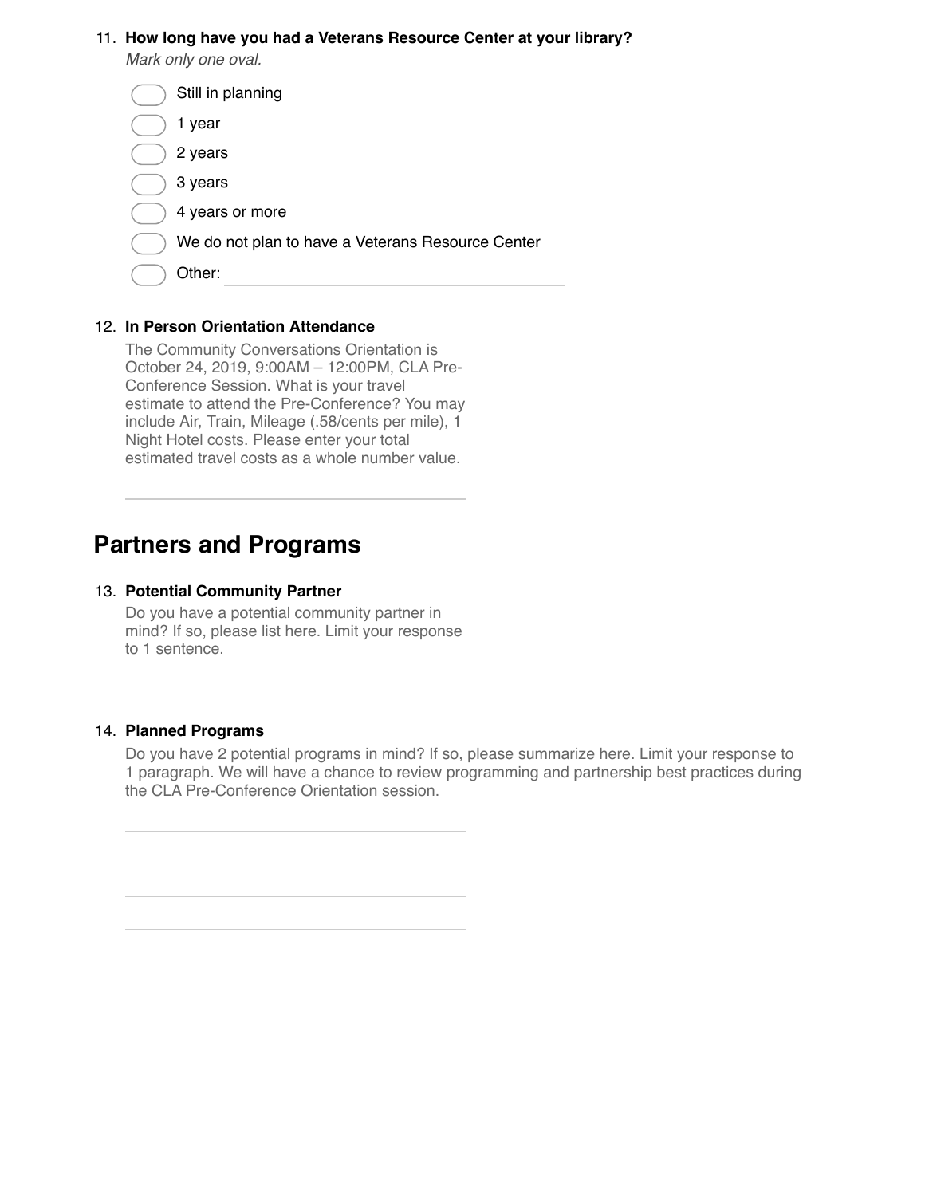11. **How long have you had a Veterans Resource Center at your library?**

    *Mark only one oval.*

    - ◯ Still in planning
    - ◯ 1 year
    - ◯ 2 years
    - ◯ 3 years
    - ◯ 4 years or more
    - ◯ We do not plan to have a Veterans Resource Center
    - ◯ Other: ____________________

12. **In Person Orientation Attendance**

    The Community Conversations Orientation is October 24, 2019, 9:00AM – 12:00PM, CLA Pre-Conference Session. What is your travel estimate to attend the Pre-Conference? You may include Air, Train, Mileage (.58/cents per mile), 1 Night Hotel costs. Please enter your total estimated travel costs as a whole number value.

    ____________________

## Partners and Programs

13. **Potential Community Partner**

    Do you have a potential community partner in mind? If so, please list here. Limit your response to 1 sentence.

    ____________________

14. **Planned Programs**

    Do you have 2 potential programs in mind? If so, please summarize here. Limit your response to 1 paragraph. We will have a chance to review programming and partnership best practices during the CLA Pre-Conference Orientation session.

    ____________________

    ____________________

    ____________________

    ____________________

    ____________________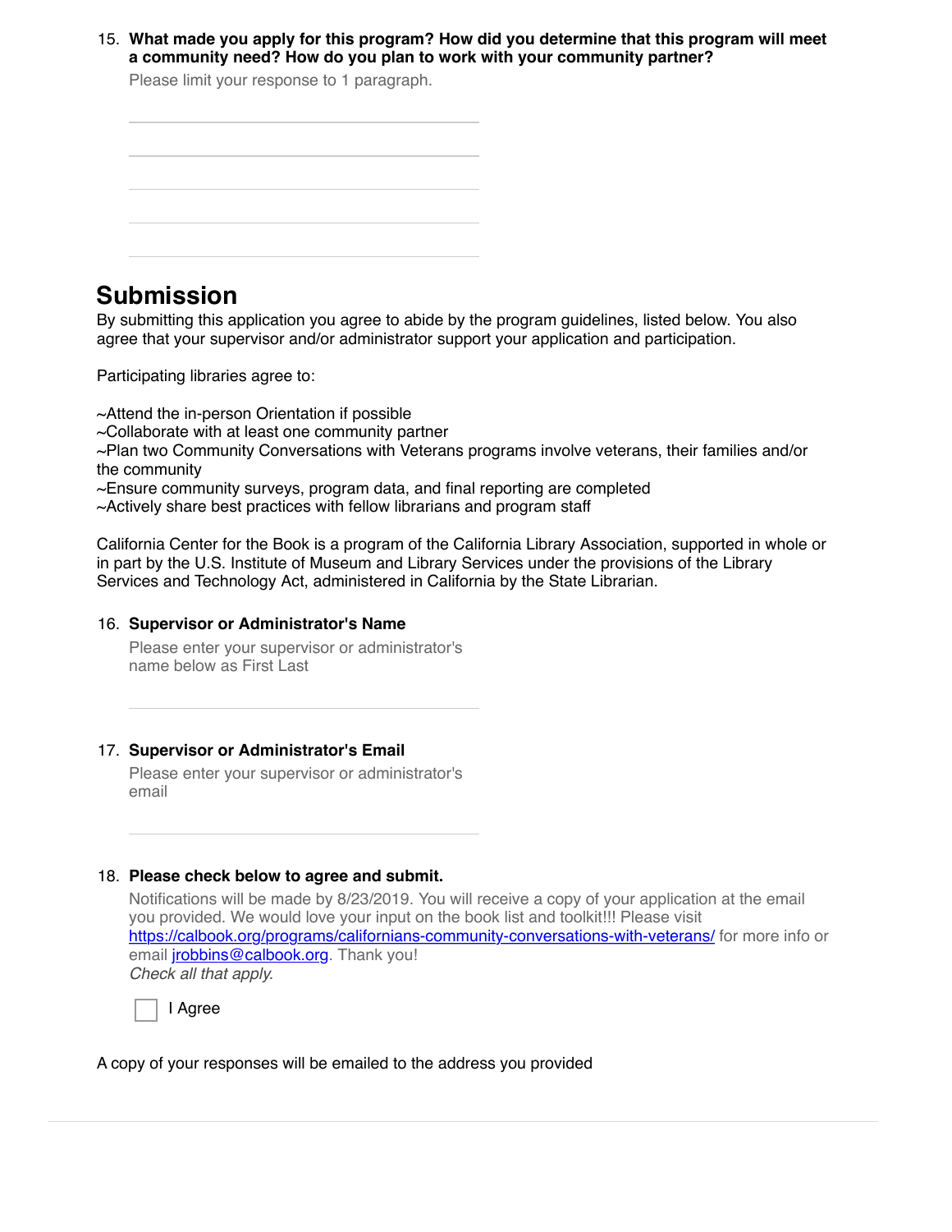15. **What made you apply for this program? How did you determine that this program will meet a community need? How do you plan to work with your community partner?**

    Please limit your response to 1 paragraph.

## Submission

By submitting this application you agree to abide by the program guidelines, listed below. You also agree that your supervisor and/or administrator support your application and participation.

Participating libraries agree to:

~Attend the in-person Orientation if possible
~Collaborate with at least one community partner
~Plan two Community Conversations with Veterans programs involve veterans, their families and/or the community
~Ensure community surveys, program data, and final reporting are completed
~Actively share best practices with fellow librarians and program staff

California Center for the Book is a program of the California Library Association, supported in whole or in part by the U.S. Institute of Museum and Library Services under the provisions of the Library Services and Technology Act, administered in California by the State Librarian.

16. **Supervisor or Administrator's Name**

    Please enter your supervisor or administrator's name below as First Last

17. **Supervisor or Administrator's Email**

    Please enter your supervisor or administrator's email

18. **Please check below to agree and submit.**

    Notifications will be made by 8/23/2019. You will receive a copy of your application at the email you provided. We would love your input on the book list and toolkit!!! Please visit https://calbook.org/programs/californians-community-conversations-with-veterans/ for more info or email jrobbins@calbook.org. Thank you!
    *Check all that apply.*

    - [ ] I Agree

A copy of your responses will be emailed to the address you provided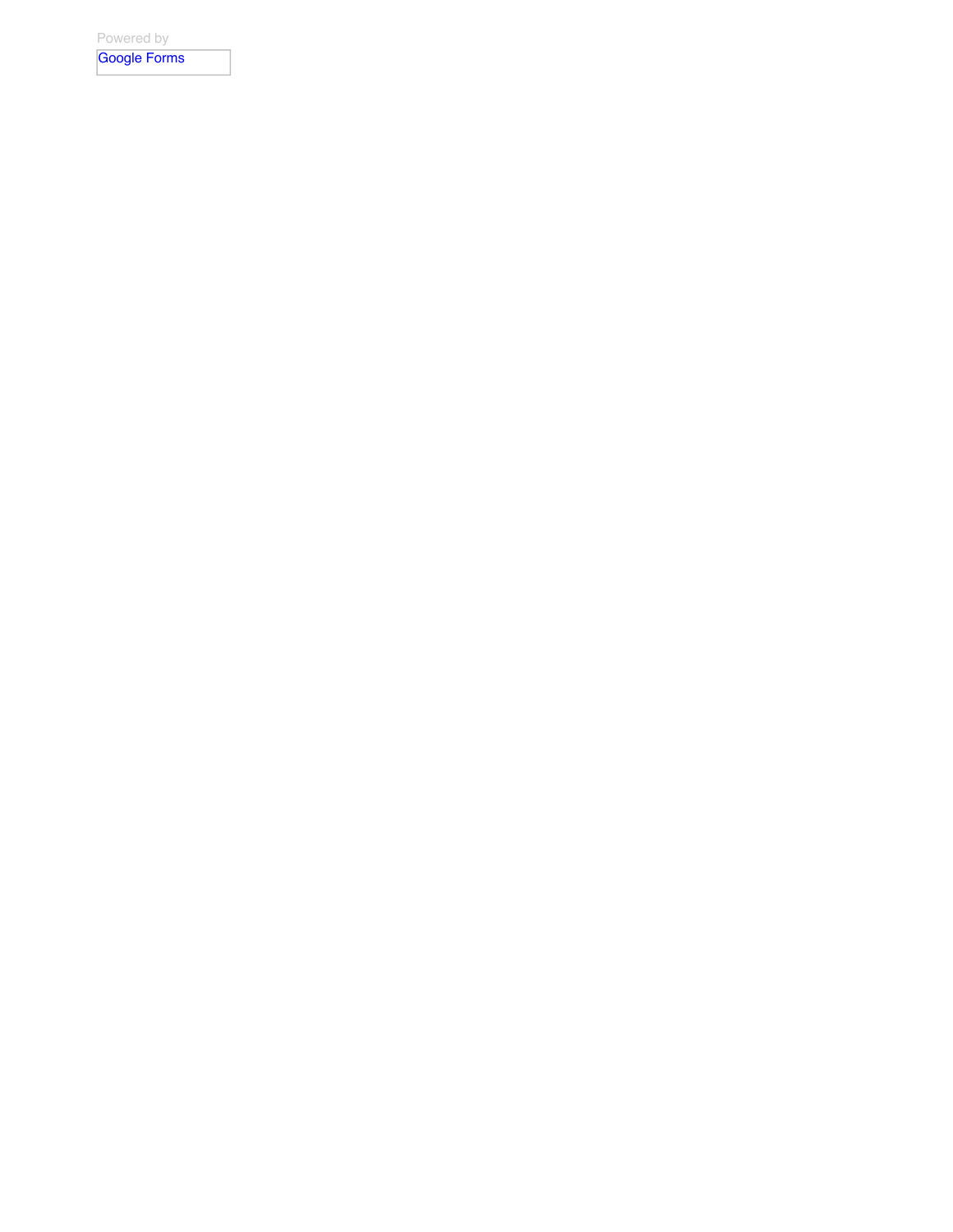Powered by

Google Forms